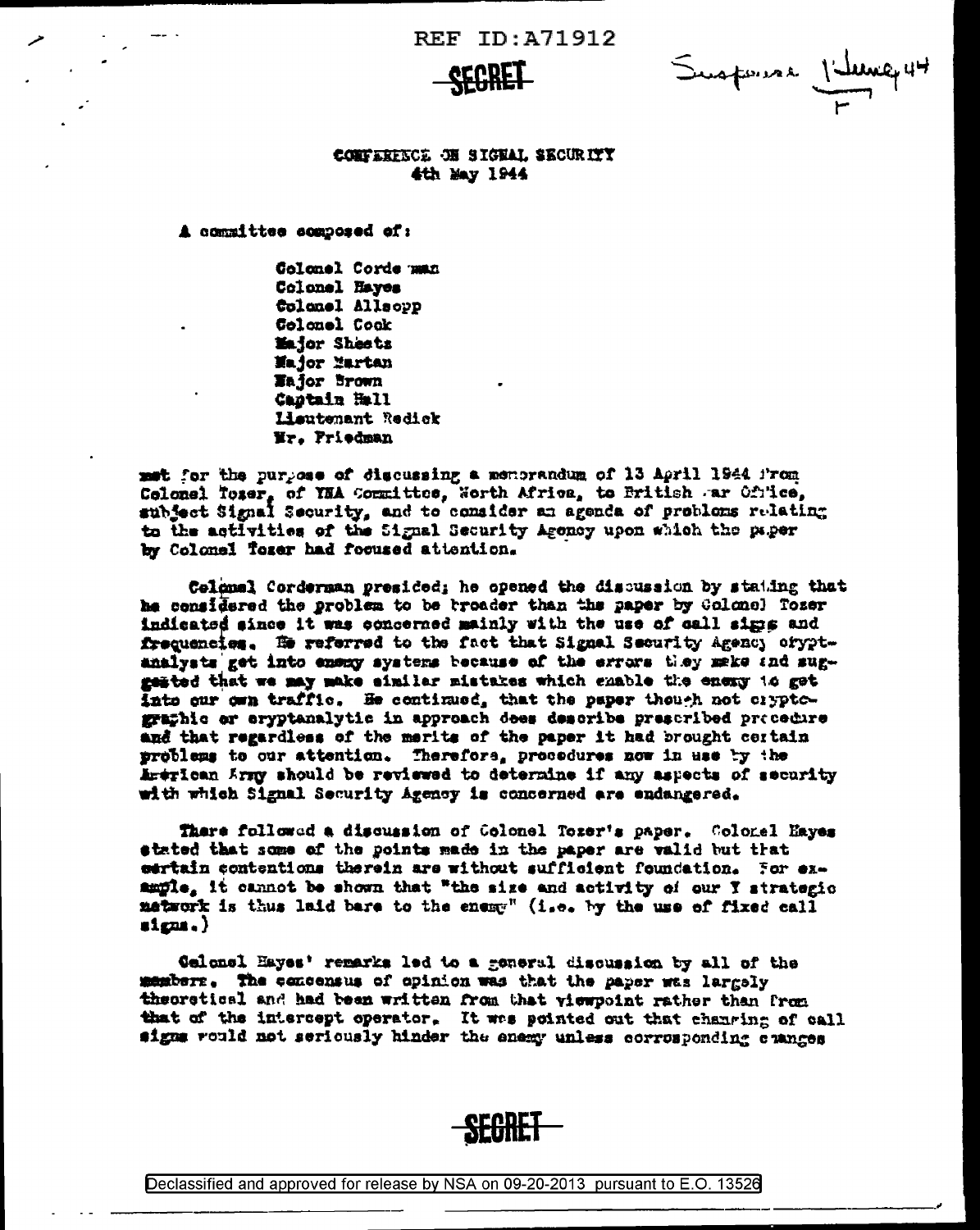REF ID:A71912

**SECRET**

Suspense 1 June 44

CONFERENCE ON SIGNAL SECURITY
4th May 1944

A committee composed of:

Colonel Corderman
Colonel Hayes
Colonel Allsopp
Colonel Cook
Major Sheets
Major Martan
Major Brown
Captain Hall
Lieutenant Redick
Mr. Friedman

met for the purpose of discussing a memorandum of 13 April 1944 from Colonel Tozer, of YNA Committee, North Africa, to British War Office, subject Signal Security, and to consider an agenda of problems relating to the activities of the Signal Security Agency upon which the paper by Colonel Tozer had focused attention.

Colonel Corderman presided; he opened the discussion by stating that he considered the problem to be broader than the paper by Colonel Tozer indicated since it was concerned mainly with the use of call signs and frequencies. He referred to the fact that Signal Security Agency cryptanalysts get into enemy systems because of the errors they make and suggested that we may make similar mistakes which enable the enemy to get into our own traffic. He continued, that the paper though not cryptographic or cryptanalytic in approach does describe prescribed procedure and that regardless of the merits of the paper it had brought certain problems to our attention. Therefore, procedures now in use by the American Army should be reviewed to determine if any aspects of security with which Signal Security Agency is concerned are endangered.

There followed a discussion of Colonel Tozer's paper. Colonel Hayes stated that some of the points made in the paper are valid but that certain contentions therein are without sufficient foundation. For example, it cannot be shown that "the size and activity of our Y strategic network is thus laid bare to the enemy" (i.e. by the use of fixed call signs.)

Colonel Hayes' remarks led to a general discussion by all of the members. The concensus of opinion was that the paper was largely theoretical and had been written from that viewpoint rather than from that of the intercept operator. It was pointed out that changing of call signs would not seriously hinder the enemy unless corresponding changes

**SECRET**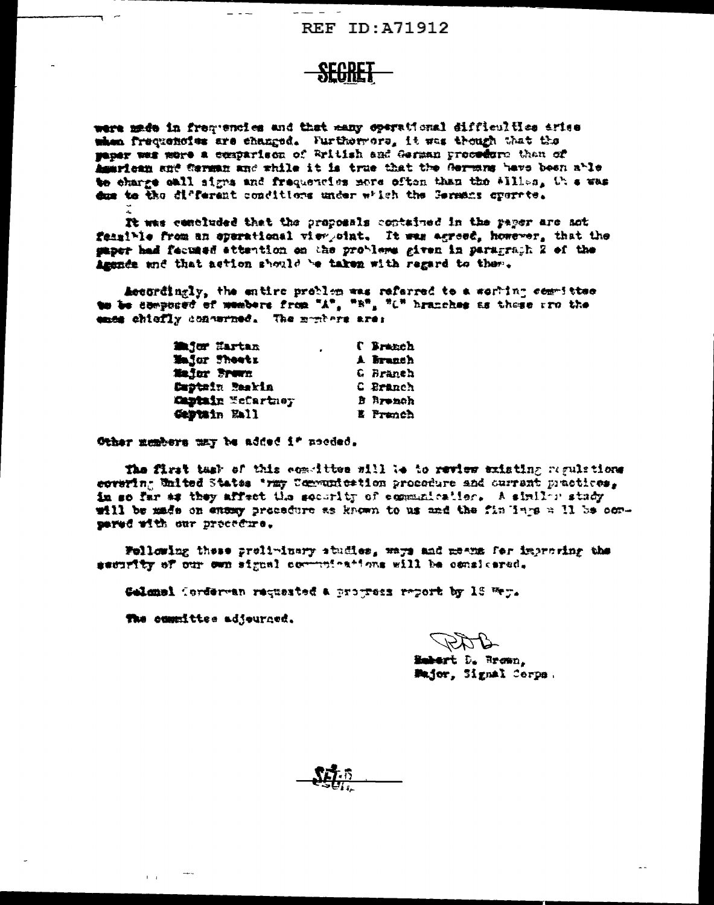REF ID:A71912

**SECRET**

were made in frequencies and that many operational difficulties arise when frequencies are changed. Furthermore, it was thought that the paper was more a comparison of British and German procedure than of American and German and while it is true that the Germans have been able to change call signs and frequencies more often than the Allies, this was due to the different conditions under which the Germans operate.

It was concluded that the proposals contained in the paper are not feasible from an operational viewpoint. It was agreed, however, that the paper had focused attention on the problems given in paragraph 2 of the Agenda and that action should be taken with regard to them.

Accordingly, the entire problem was referred to a working committee to be composed of members from "A", "B", "C" branches as these are the ones chiefly concerned. The members are:

| | |
|---|---|
| Major Hartan | C Branch |
| Major Sheetz | A Branch |
| Major Brown | C Branch |
| Captain Raskin | C Branch |
| Captain McCartney | B Branch |
| Captain Hall | E Branch |

Other members may be added if needed.

The first task of this committee will be to review existing regulations covering United States Army Communication procedure and current practices, in so far as they affect the security of communication. A similar study will be made on enemy procedure as known to us and the findings will be compared with our procedure.

Following these preliminary studies, ways and means for improving the security of our own signal communications will be considered.

Colonel Corderman requested a progress report by 15 May.

The committee adjourned.

Robert D. Brown,
Major, Signal Corps.

**SECRET**